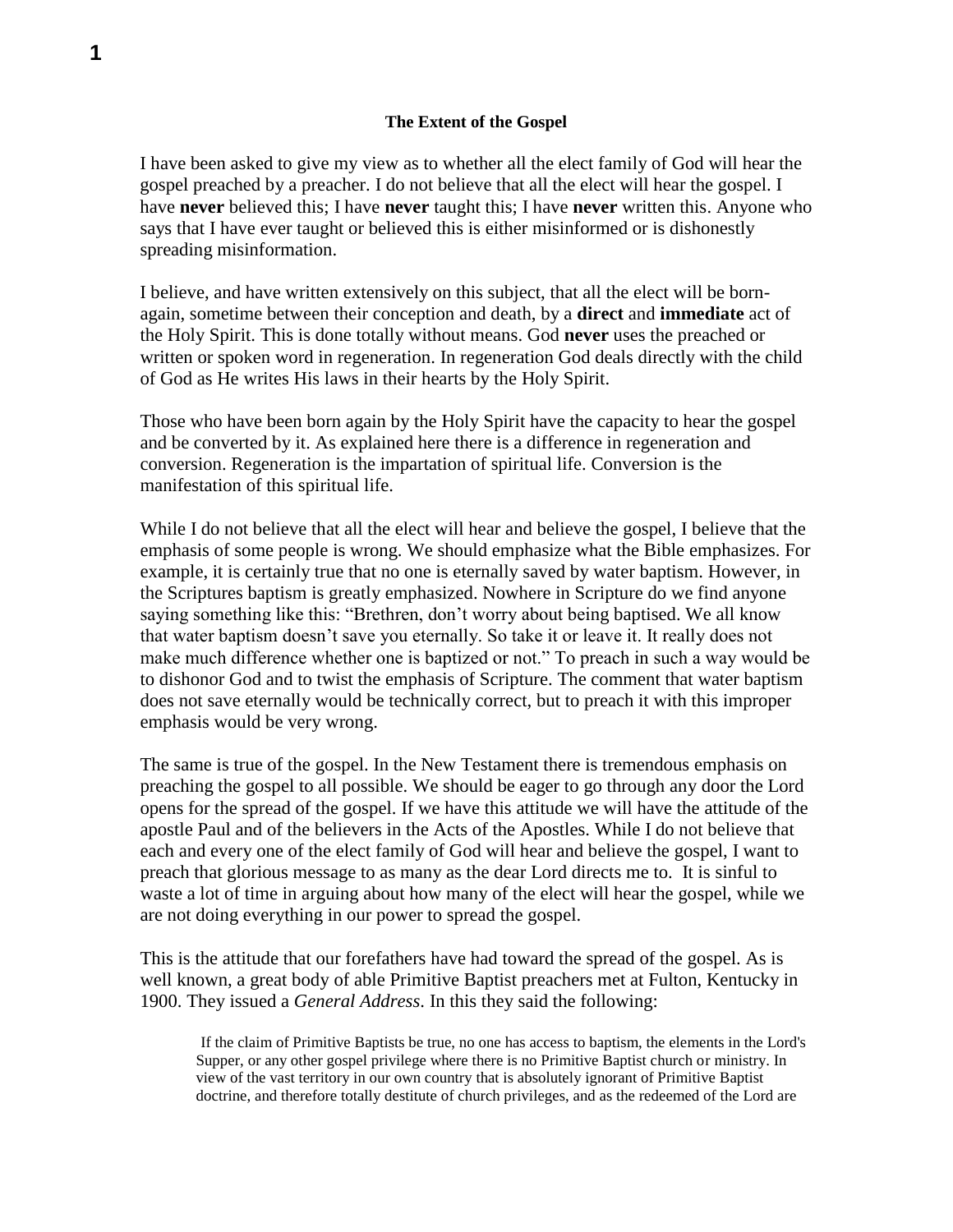**The Extent of the Gospel**

I have been asked to give my view as to whether all the elect family of God will hear the gospel preached by a preacher. I do not believe that all the elect will hear the gospel. I have **never** believed this; I have **never** taught this; I have **never** written this. Anyone who says that I have ever taught or believed this is either misinformed or is dishonestly spreading misinformation.

I believe, and have written extensively on this subject, that all the elect will be born-again, sometime between their conception and death, by a **direct** and **immediate** act of the Holy Spirit. This is done totally without means. God **never** uses the preached or written or spoken word in regeneration. In regeneration God deals directly with the child of God as He writes His laws in their hearts by the Holy Spirit.

Those who have been born again by the Holy Spirit have the capacity to hear the gospel and be converted by it. As explained here there is a difference in regeneration and conversion. Regeneration is the impartation of spiritual life. Conversion is the manifestation of this spiritual life.

While I do not believe that all the elect will hear and believe the gospel, I believe that the emphasis of some people is wrong. We should emphasize what the Bible emphasizes. For example, it is certainly true that no one is eternally saved by water baptism. However, in the Scriptures baptism is greatly emphasized. Nowhere in Scripture do we find anyone saying something like this: "Brethren, don't worry about being baptised. We all know that water baptism doesn't save you eternally. So take it or leave it. It really does not make much difference whether one is baptized or not." To preach in such a way would be to dishonor God and to twist the emphasis of Scripture. The comment that water baptism does not save eternally would be technically correct, but to preach it with this improper emphasis would be very wrong.

The same is true of the gospel. In the New Testament there is tremendous emphasis on preaching the gospel to all possible. We should be eager to go through any door the Lord opens for the spread of the gospel. If we have this attitude we will have the attitude of the apostle Paul and of the believers in the Acts of the Apostles. While I do not believe that each and every one of the elect family of God will hear and believe the gospel, I want to preach that glorious message to as many as the dear Lord directs me to. It is sinful to waste a lot of time in arguing about how many of the elect will hear the gospel, while we are not doing everything in our power to spread the gospel.

This is the attitude that our forefathers have had toward the spread of the gospel. As is well known, a great body of able Primitive Baptist preachers met at Fulton, Kentucky in 1900. They issued a *General Address*. In this they said the following:

> If the claim of Primitive Baptists be true, no one has access to baptism, the elements in the Lord's Supper, or any other gospel privilege where there is no Primitive Baptist church or ministry. In view of the vast territory in our own country that is absolutely ignorant of Primitive Baptist doctrine, and therefore totally destitute of church privileges, and as the redeemed of the Lord are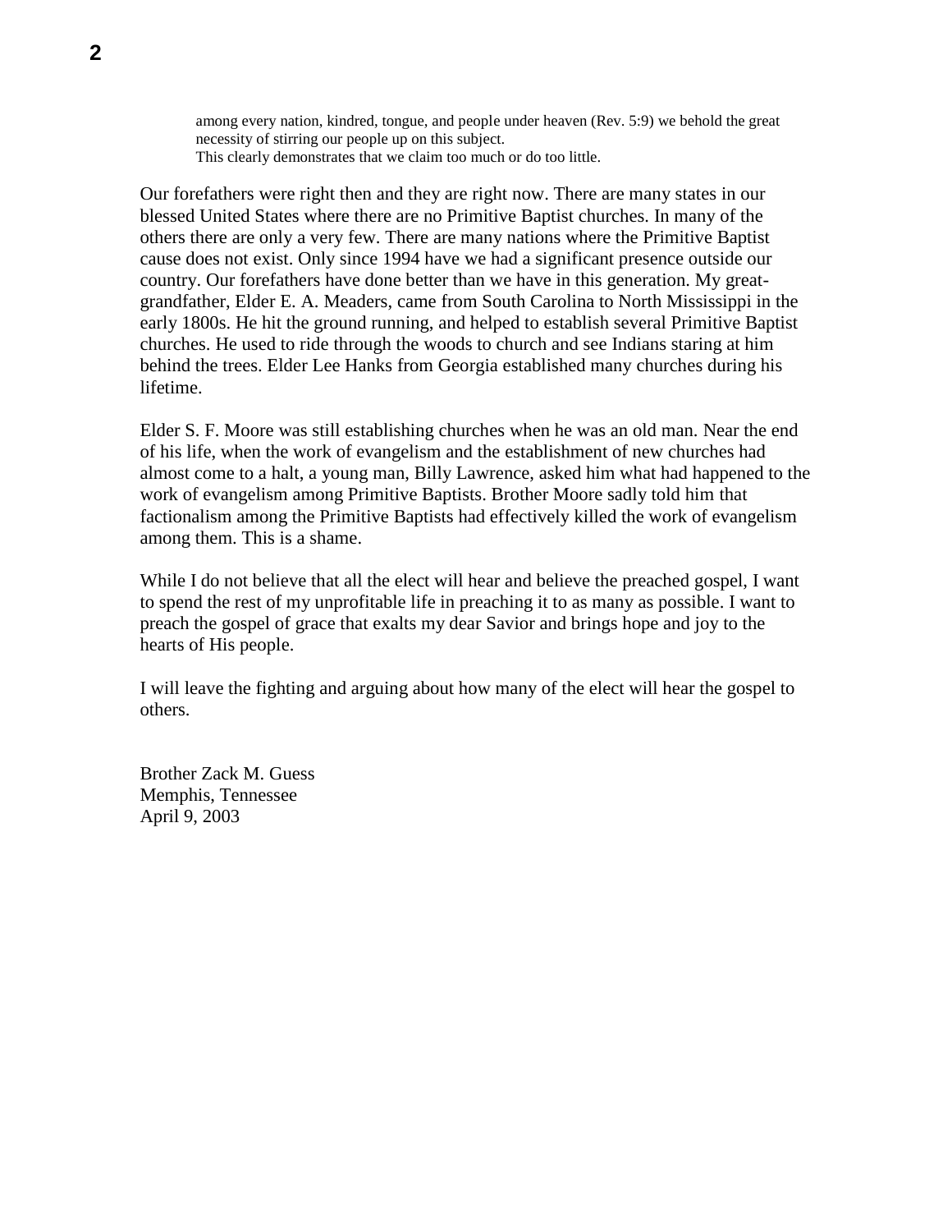> among every nation, kindred, tongue, and people under heaven (Rev. 5:9) we behold the great necessity of stirring our people up on this subject.
> This clearly demonstrates that we claim too much or do too little.

Our forefathers were right then and they are right now. There are many states in our blessed United States where there are no Primitive Baptist churches. In many of the others there are only a very few. There are many nations where the Primitive Baptist cause does not exist. Only since 1994 have we had a significant presence outside our country. Our forefathers have done better than we have in this generation. My great-grandfather, Elder E. A. Meaders, came from South Carolina to North Mississippi in the early 1800s. He hit the ground running, and helped to establish several Primitive Baptist churches. He used to ride through the woods to church and see Indians staring at him behind the trees. Elder Lee Hanks from Georgia established many churches during his lifetime.

Elder S. F. Moore was still establishing churches when he was an old man. Near the end of his life, when the work of evangelism and the establishment of new churches had almost come to a halt, a young man, Billy Lawrence, asked him what had happened to the work of evangelism among Primitive Baptists. Brother Moore sadly told him that factionalism among the Primitive Baptists had effectively killed the work of evangelism among them. This is a shame.

While I do not believe that all the elect will hear and believe the preached gospel, I want to spend the rest of my unprofitable life in preaching it to as many as possible. I want to preach the gospel of grace that exalts my dear Savior and brings hope and joy to the hearts of His people.

I will leave the fighting and arguing about how many of the elect will hear the gospel to others.

Brother Zack M. Guess
Memphis, Tennessee
April 9, 2003